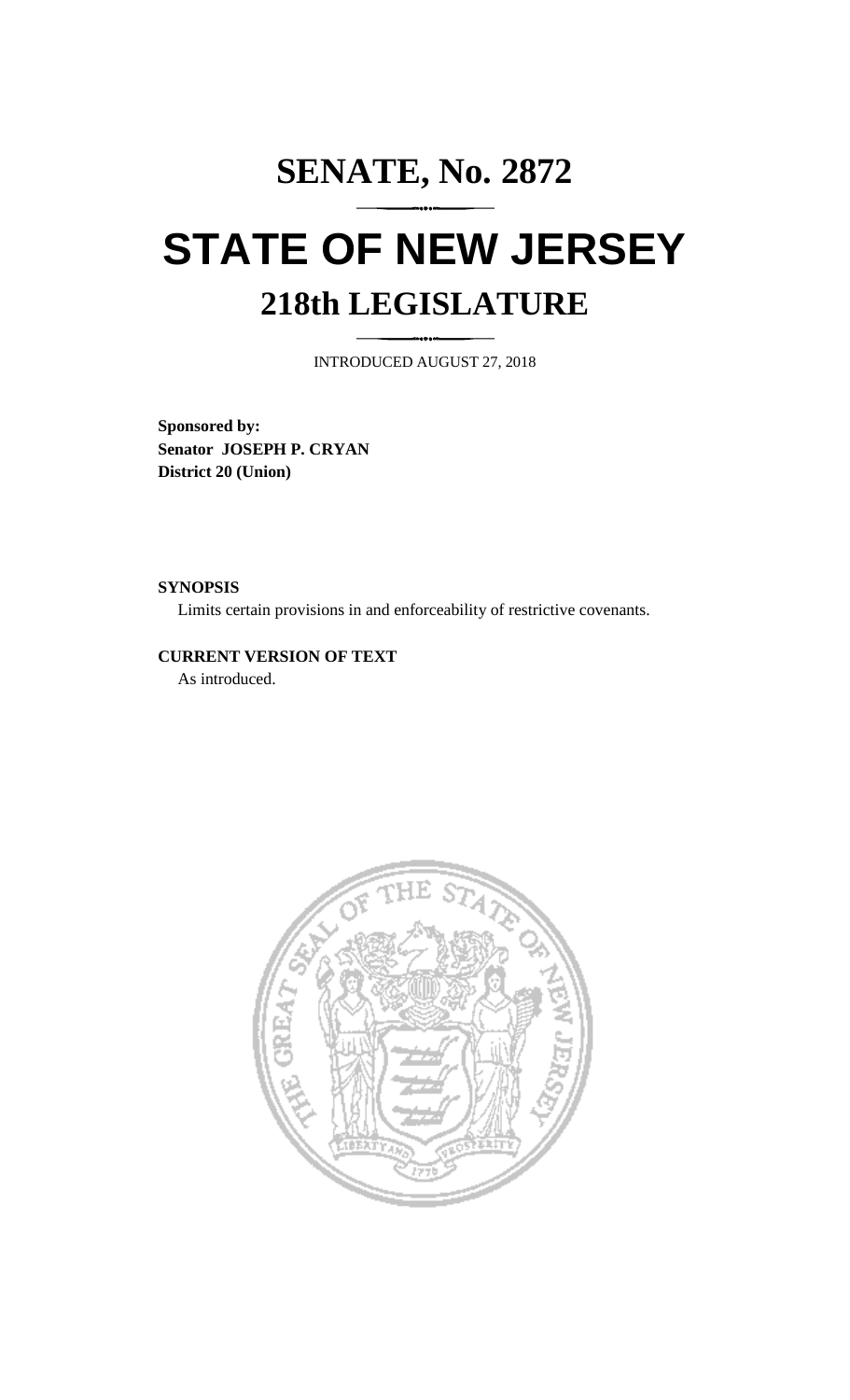# SENATE, No. 2872

# STATE OF NEW JERSEY

## 218th LEGISLATURE

INTRODUCED AUGUST 27, 2018

**Sponsored by:**
**Senator JOSEPH P. CRYAN**
**District 20 (Union)**

**SYNOPSIS**

Limits certain provisions in and enforceability of restrictive covenants.

**CURRENT VERSION OF TEXT**

As introduced.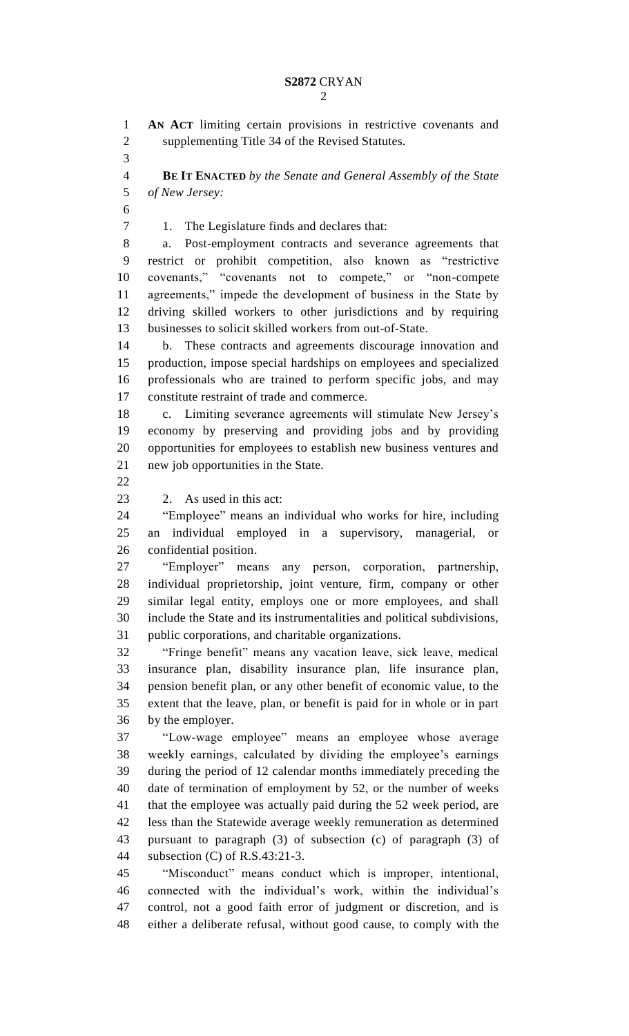**AN ACT** limiting certain provisions in restrictive covenants and supplementing Title 34 of the Revised Statutes.

**BE IT ENACTED** *by the Senate and General Assembly of the State of New Jersey:*

1. The Legislature finds and declares that:

a. Post-employment contracts and severance agreements that restrict or prohibit competition, also known as "restrictive covenants," "covenants not to compete," or "non-compete agreements," impede the development of business in the State by driving skilled workers to other jurisdictions and by requiring businesses to solicit skilled workers from out-of-State.

b. These contracts and agreements discourage innovation and production, impose special hardships on employees and specialized professionals who are trained to perform specific jobs, and may constitute restraint of trade and commerce.

c. Limiting severance agreements will stimulate New Jersey's economy by preserving and providing jobs and by providing opportunities for employees to establish new business ventures and new job opportunities in the State.

2. As used in this act:

"Employee" means an individual who works for hire, including an individual employed in a supervisory, managerial, or confidential position.

"Employer" means any person, corporation, partnership, individual proprietorship, joint venture, firm, company or other similar legal entity, employs one or more employees, and shall include the State and its instrumentalities and political subdivisions, public corporations, and charitable organizations.

"Fringe benefit" means any vacation leave, sick leave, medical insurance plan, disability insurance plan, life insurance plan, pension benefit plan, or any other benefit of economic value, to the extent that the leave, plan, or benefit is paid for in whole or in part by the employer.

"Low-wage employee" means an employee whose average weekly earnings, calculated by dividing the employee's earnings during the period of 12 calendar months immediately preceding the date of termination of employment by 52, or the number of weeks that the employee was actually paid during the 52 week period, are less than the Statewide average weekly remuneration as determined pursuant to paragraph (3) of subsection (c) of paragraph (3) of subsection (C) of R.S.43:21-3.

"Misconduct" means conduct which is improper, intentional, connected with the individual's work, within the individual's control, not a good faith error of judgment or discretion, and is either a deliberate refusal, without good cause, to comply with the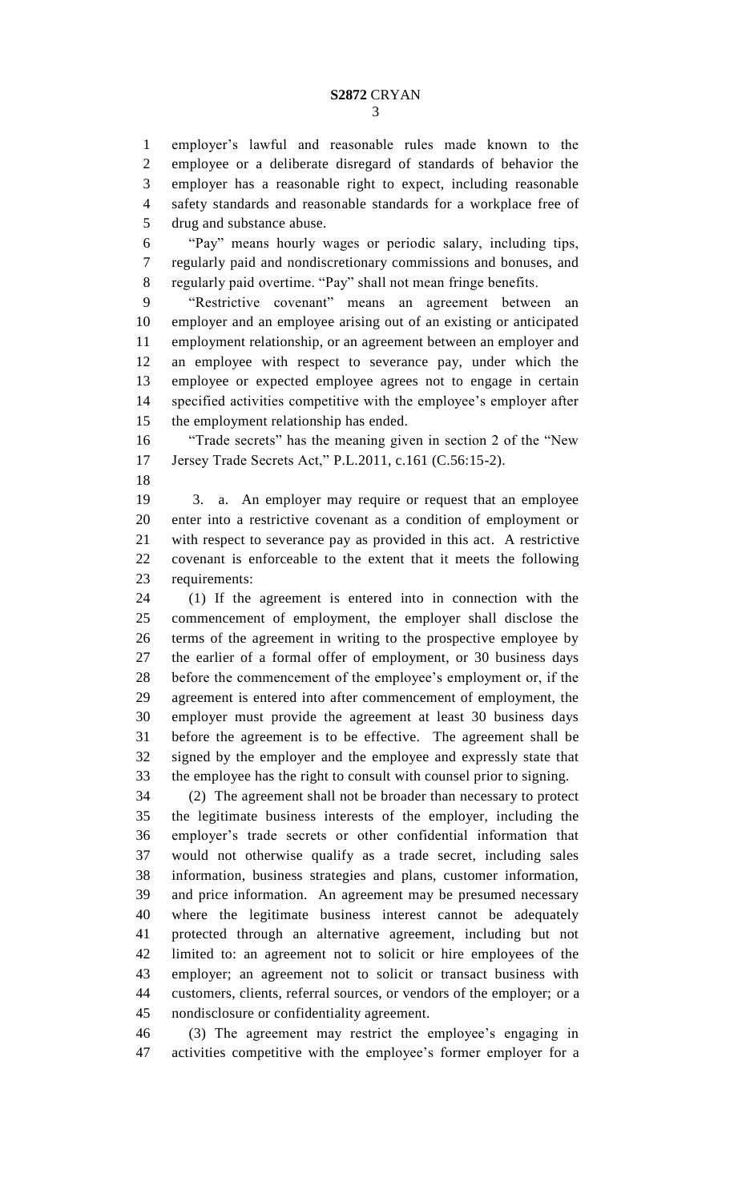employer's lawful and reasonable rules made known to the employee or a deliberate disregard of standards of behavior the employer has a reasonable right to expect, including reasonable safety standards and reasonable standards for a workplace free of drug and substance abuse.

"Pay" means hourly wages or periodic salary, including tips, regularly paid and nondiscretionary commissions and bonuses, and regularly paid overtime. "Pay" shall not mean fringe benefits.

"Restrictive covenant" means an agreement between an employer and an employee arising out of an existing or anticipated employment relationship, or an agreement between an employer and an employee with respect to severance pay, under which the employee or expected employee agrees not to engage in certain specified activities competitive with the employee's employer after the employment relationship has ended.

"Trade secrets" has the meaning given in section 2 of the "New Jersey Trade Secrets Act," P.L.2011, c.161 (C.56:15-2).

3. a. An employer may require or request that an employee enter into a restrictive covenant as a condition of employment or with respect to severance pay as provided in this act. A restrictive covenant is enforceable to the extent that it meets the following requirements:

(1) If the agreement is entered into in connection with the commencement of employment, the employer shall disclose the terms of the agreement in writing to the prospective employee by the earlier of a formal offer of employment, or 30 business days before the commencement of the employee's employment or, if the agreement is entered into after commencement of employment, the employer must provide the agreement at least 30 business days before the agreement is to be effective. The agreement shall be signed by the employer and the employee and expressly state that the employee has the right to consult with counsel prior to signing.

(2) The agreement shall not be broader than necessary to protect the legitimate business interests of the employer, including the employer's trade secrets or other confidential information that would not otherwise qualify as a trade secret, including sales information, business strategies and plans, customer information, and price information. An agreement may be presumed necessary where the legitimate business interest cannot be adequately protected through an alternative agreement, including but not limited to: an agreement not to solicit or hire employees of the employer; an agreement not to solicit or transact business with customers, clients, referral sources, or vendors of the employer; or a nondisclosure or confidentiality agreement.

(3) The agreement may restrict the employee's engaging in activities competitive with the employee's former employer for a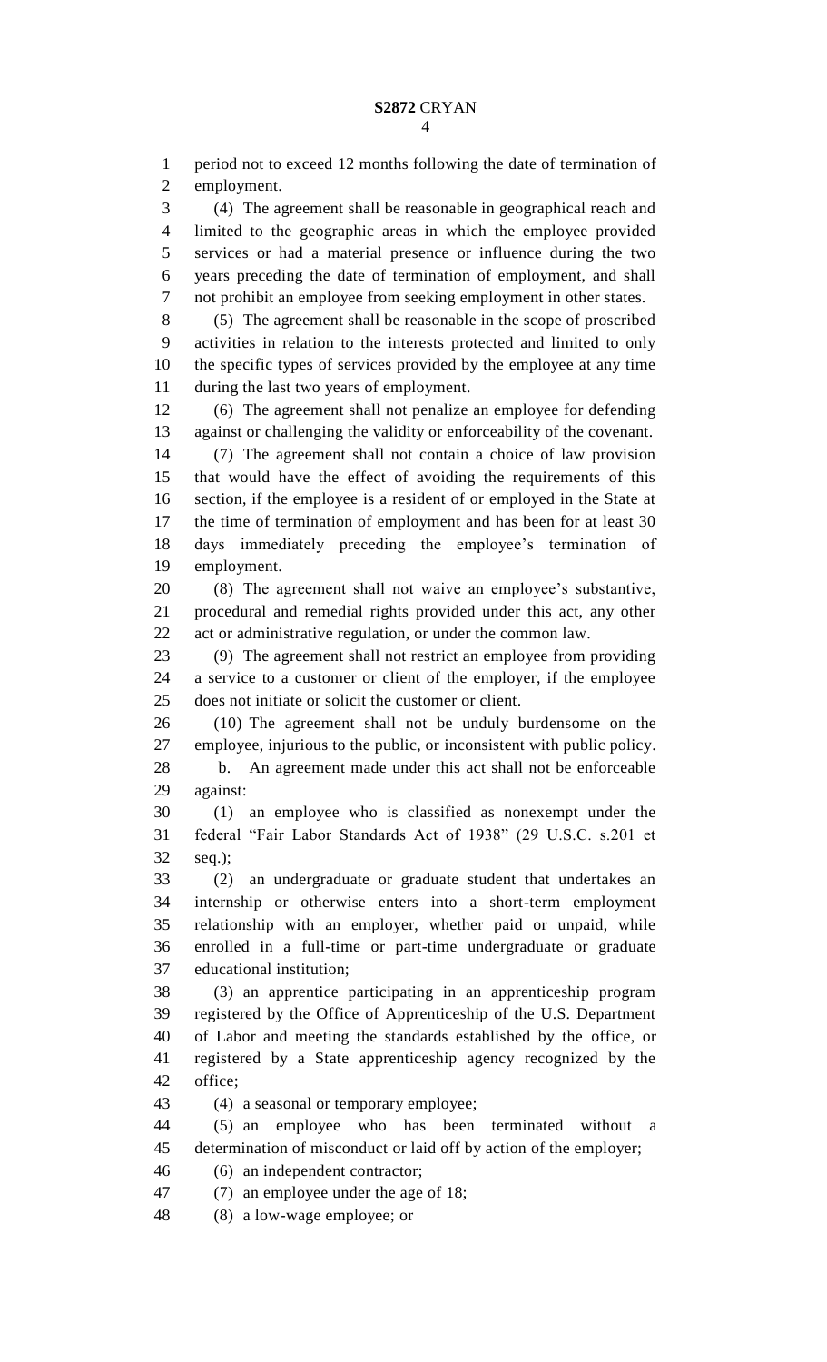period not to exceed 12 months following the date of termination of employment.

(4) The agreement shall be reasonable in geographical reach and limited to the geographic areas in which the employee provided services or had a material presence or influence during the two years preceding the date of termination of employment, and shall not prohibit an employee from seeking employment in other states.

(5) The agreement shall be reasonable in the scope of proscribed activities in relation to the interests protected and limited to only the specific types of services provided by the employee at any time during the last two years of employment.

(6) The agreement shall not penalize an employee for defending against or challenging the validity or enforceability of the covenant.

(7) The agreement shall not contain a choice of law provision that would have the effect of avoiding the requirements of this section, if the employee is a resident of or employed in the State at the time of termination of employment and has been for at least 30 days immediately preceding the employee's termination of employment.

(8) The agreement shall not waive an employee's substantive, procedural and remedial rights provided under this act, any other act or administrative regulation, or under the common law.

(9) The agreement shall not restrict an employee from providing a service to a customer or client of the employer, if the employee does not initiate or solicit the customer or client.

(10) The agreement shall not be unduly burdensome on the employee, injurious to the public, or inconsistent with public policy.

b. An agreement made under this act shall not be enforceable against:

(1) an employee who is classified as nonexempt under the federal "Fair Labor Standards Act of 1938" (29 U.S.C. s.201 et seq.);

(2) an undergraduate or graduate student that undertakes an internship or otherwise enters into a short-term employment relationship with an employer, whether paid or unpaid, while enrolled in a full-time or part-time undergraduate or graduate educational institution;

(3) an apprentice participating in an apprenticeship program registered by the Office of Apprenticeship of the U.S. Department of Labor and meeting the standards established by the office, or registered by a State apprenticeship agency recognized by the office;

(4) a seasonal or temporary employee;

(5) an employee who has been terminated without a determination of misconduct or laid off by action of the employer;

(6) an independent contractor;

(7) an employee under the age of 18;

(8) a low-wage employee; or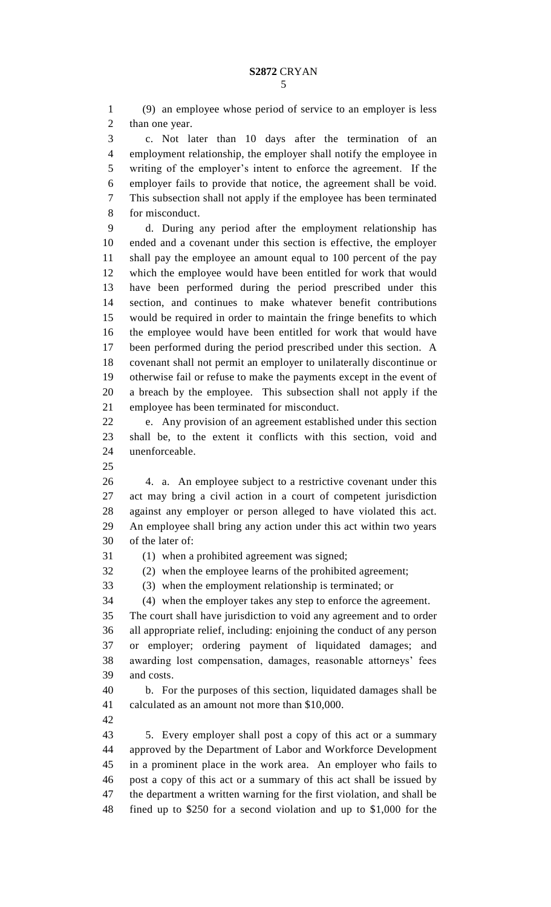(9) an employee whose period of service to an employer is less than one year.

c. Not later than 10 days after the termination of an employment relationship, the employer shall notify the employee in writing of the employer's intent to enforce the agreement. If the employer fails to provide that notice, the agreement shall be void. This subsection shall not apply if the employee has been terminated for misconduct.

d. During any period after the employment relationship has ended and a covenant under this section is effective, the employer shall pay the employee an amount equal to 100 percent of the pay which the employee would have been entitled for work that would have been performed during the period prescribed under this section, and continues to make whatever benefit contributions would be required in order to maintain the fringe benefits to which the employee would have been entitled for work that would have been performed during the period prescribed under this section. A covenant shall not permit an employer to unilaterally discontinue or otherwise fail or refuse to make the payments except in the event of a breach by the employee. This subsection shall not apply if the employee has been terminated for misconduct.

e. Any provision of an agreement established under this section shall be, to the extent it conflicts with this section, void and unenforceable.

4. a. An employee subject to a restrictive covenant under this act may bring a civil action in a court of competent jurisdiction against any employer or person alleged to have violated this act. An employee shall bring any action under this act within two years of the later of:

(1) when a prohibited agreement was signed;

(2) when the employee learns of the prohibited agreement;

(3) when the employment relationship is terminated; or

(4) when the employer takes any step to enforce the agreement.

The court shall have jurisdiction to void any agreement and to order all appropriate relief, including: enjoining the conduct of any person or employer; ordering payment of liquidated damages; and awarding lost compensation, damages, reasonable attorneys' fees and costs.

b. For the purposes of this section, liquidated damages shall be calculated as an amount not more than $10,000.

5. Every employer shall post a copy of this act or a summary approved by the Department of Labor and Workforce Development in a prominent place in the work area. An employer who fails to post a copy of this act or a summary of this act shall be issued by the department a written warning for the first violation, and shall be fined up to $250 for a second violation and up to $1,000 for the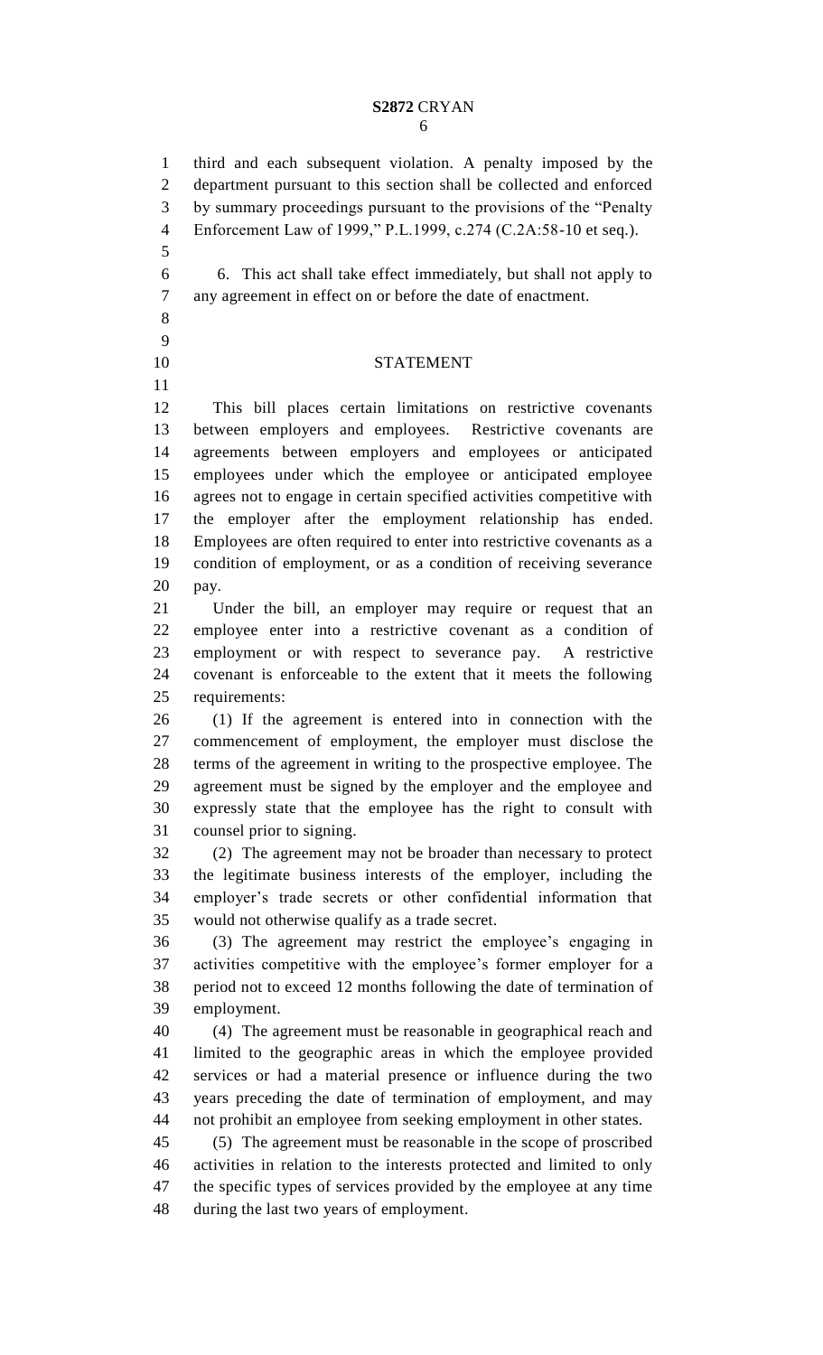third and each subsequent violation. A penalty imposed by the department pursuant to this section shall be collected and enforced by summary proceedings pursuant to the provisions of the "Penalty Enforcement Law of 1999," P.L.1999, c.274 (C.2A:58-10 et seq.).

6. This act shall take effect immediately, but shall not apply to any agreement in effect on or before the date of enactment.

## STATEMENT

This bill places certain limitations on restrictive covenants between employers and employees. Restrictive covenants are agreements between employers and employees or anticipated employees under which the employee or anticipated employee agrees not to engage in certain specified activities competitive with the employer after the employment relationship has ended. Employees are often required to enter into restrictive covenants as a condition of employment, or as a condition of receiving severance pay.

Under the bill, an employer may require or request that an employee enter into a restrictive covenant as a condition of employment or with respect to severance pay. A restrictive covenant is enforceable to the extent that it meets the following requirements:

(1) If the agreement is entered into in connection with the commencement of employment, the employer must disclose the terms of the agreement in writing to the prospective employee. The agreement must be signed by the employer and the employee and expressly state that the employee has the right to consult with counsel prior to signing.

(2) The agreement may not be broader than necessary to protect the legitimate business interests of the employer, including the employer's trade secrets or other confidential information that would not otherwise qualify as a trade secret.

(3) The agreement may restrict the employee's engaging in activities competitive with the employee's former employer for a period not to exceed 12 months following the date of termination of employment.

(4) The agreement must be reasonable in geographical reach and limited to the geographic areas in which the employee provided services or had a material presence or influence during the two years preceding the date of termination of employment, and may not prohibit an employee from seeking employment in other states.

(5) The agreement must be reasonable in the scope of proscribed activities in relation to the interests protected and limited to only the specific types of services provided by the employee at any time during the last two years of employment.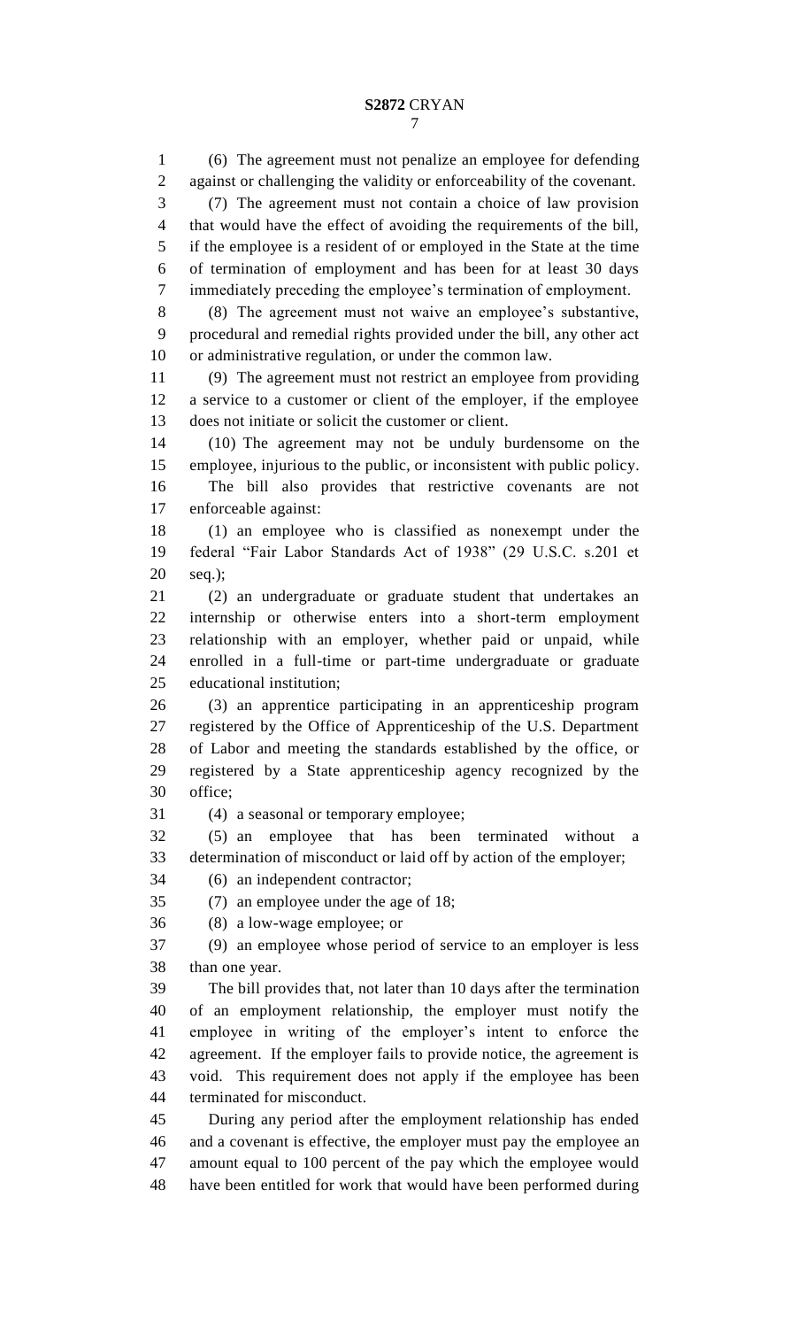(6) The agreement must not penalize an employee for defending against or challenging the validity or enforceability of the covenant.

(7) The agreement must not contain a choice of law provision that would have the effect of avoiding the requirements of the bill, if the employee is a resident of or employed in the State at the time of termination of employment and has been for at least 30 days immediately preceding the employee's termination of employment.

(8) The agreement must not waive an employee's substantive, procedural and remedial rights provided under the bill, any other act or administrative regulation, or under the common law.

(9) The agreement must not restrict an employee from providing a service to a customer or client of the employer, if the employee does not initiate or solicit the customer or client.

(10) The agreement may not be unduly burdensome on the employee, injurious to the public, or inconsistent with public policy.

The bill also provides that restrictive covenants are not enforceable against:

(1) an employee who is classified as nonexempt under the federal "Fair Labor Standards Act of 1938" (29 U.S.C. s.201 et seq.);

(2) an undergraduate or graduate student that undertakes an internship or otherwise enters into a short-term employment relationship with an employer, whether paid or unpaid, while enrolled in a full-time or part-time undergraduate or graduate educational institution;

(3) an apprentice participating in an apprenticeship program registered by the Office of Apprenticeship of the U.S. Department of Labor and meeting the standards established by the office, or registered by a State apprenticeship agency recognized by the office;

(4) a seasonal or temporary employee;

(5) an employee that has been terminated without a determination of misconduct or laid off by action of the employer;

(6) an independent contractor;

(7) an employee under the age of 18;

(8) a low-wage employee; or

(9) an employee whose period of service to an employer is less than one year.

The bill provides that, not later than 10 days after the termination of an employment relationship, the employer must notify the employee in writing of the employer's intent to enforce the agreement. If the employer fails to provide notice, the agreement is void. This requirement does not apply if the employee has been terminated for misconduct.

During any period after the employment relationship has ended and a covenant is effective, the employer must pay the employee an amount equal to 100 percent of the pay which the employee would have been entitled for work that would have been performed during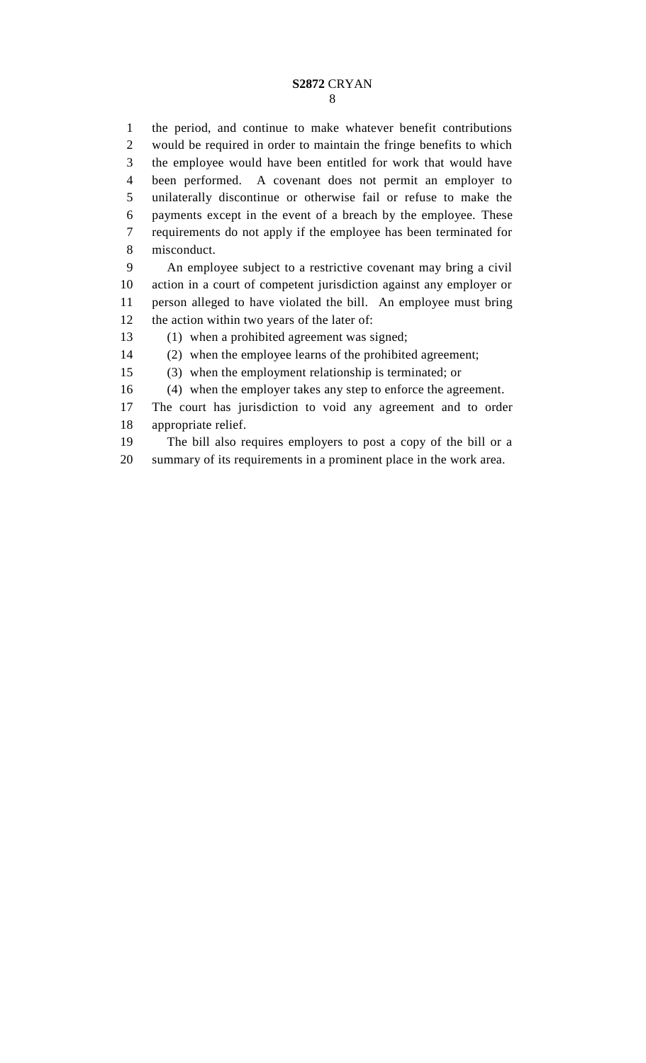the period, and continue to make whatever benefit contributions would be required in order to maintain the fringe benefits to which the employee would have been entitled for work that would have been performed. A covenant does not permit an employer to unilaterally discontinue or otherwise fail or refuse to make the payments except in the event of a breach by the employee. These requirements do not apply if the employee has been terminated for misconduct.

An employee subject to a restrictive covenant may bring a civil action in a court of competent jurisdiction against any employer or person alleged to have violated the bill. An employee must bring the action within two years of the later of:

(1) when a prohibited agreement was signed;

(2) when the employee learns of the prohibited agreement;

(3) when the employment relationship is terminated; or

(4) when the employer takes any step to enforce the agreement.

The court has jurisdiction to void any agreement and to order appropriate relief.

The bill also requires employers to post a copy of the bill or a summary of its requirements in a prominent place in the work area.